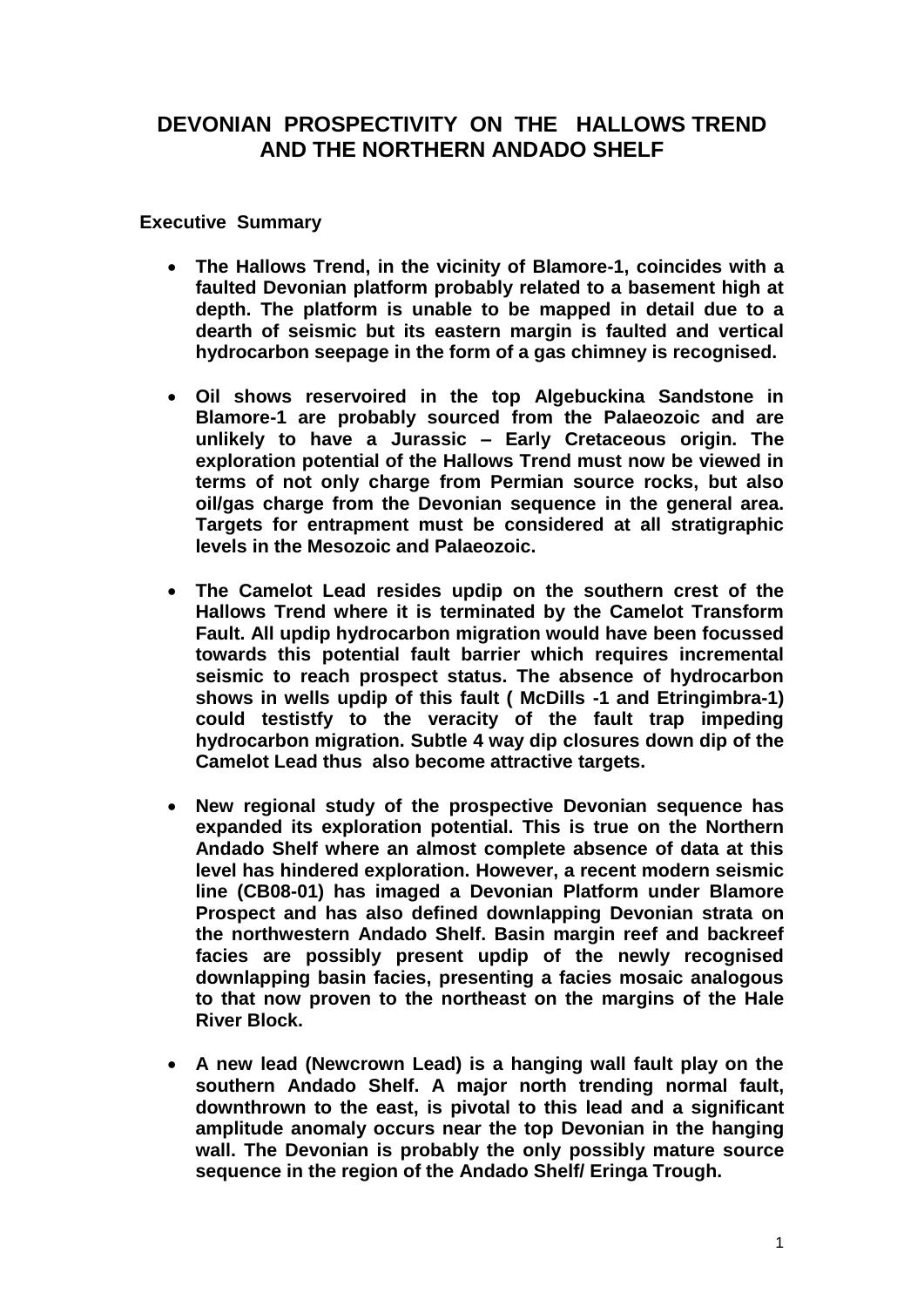# DEVONIAN PROSPECTIVITY ON THE HALLOWS TREND AND THE NORTHERN ANDADO SHELF

## Executive Summary

- **The Hallows Trend, in the vicinity of Blamore-1, coincides with a faulted Devonian platform probably related to a basement high at depth. The platform is unable to be mapped in detail due to a dearth of seismic but its eastern margin is faulted and vertical hydrocarbon seepage in the form of a gas chimney is recognised.**

- **Oil shows reservoired in the top Algebuckina Sandstone in Blamore-1 are probably sourced from the Palaeozoic and are unlikely to have a Jurassic – Early Cretaceous origin. The exploration potential of the Hallows Trend must now be viewed in terms of not only charge from Permian source rocks, but also oil/gas charge from the Devonian sequence in the general area. Targets for entrapment must be considered at all stratigraphic levels in the Mesozoic and Palaeozoic.**

- **The Camelot Lead resides updip on the southern crest of the Hallows Trend where it is terminated by the Camelot Transform Fault. All updip hydrocarbon migration would have been focussed towards this potential fault barrier which requires incremental seismic to reach prospect status. The absence of hydrocarbon shows in wells updip of this fault ( McDills -1 and Etringimbra-1) could testistfy to the veracity of the fault trap impeding hydrocarbon migration. Subtle 4 way dip closures down dip of the Camelot Lead thus also become attractive targets.**

- **New regional study of the prospective Devonian sequence has expanded its exploration potential. This is true on the Northern Andado Shelf where an almost complete absence of data at this level has hindered exploration. However, a recent modern seismic line (CB08-01) has imaged a Devonian Platform under Blamore Prospect and has also defined downlapping Devonian strata on the northwestern Andado Shelf. Basin margin reef and backreef facies are possibly present updip of the newly recognised downlapping basin facies, presenting a facies mosaic analogous to that now proven to the northeast on the margins of the Hale River Block.**

- **A new lead (Newcrown Lead) is a hanging wall fault play on the southern Andado Shelf. A major north trending normal fault, downthrown to the east, is pivotal to this lead and a significant amplitude anomaly occurs near the top Devonian in the hanging wall. The Devonian is probably the only possibly mature source sequence in the region of the Andado Shelf/ Eringa Trough.**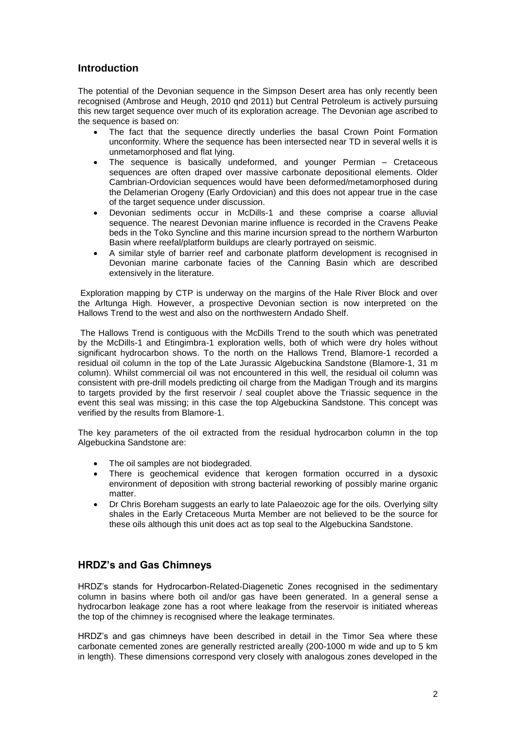## Introduction

The potential of the Devonian sequence in the Simpson Desert area has only recently been recognised (Ambrose and Heugh, 2010 qnd 2011) but Central Petroleum is actively pursuing this new target sequence over much of its exploration acreage. The Devonian age ascribed to the sequence is based on:

- The fact that the sequence directly underlies the basal Crown Point Formation unconformity. Where the sequence has been intersected near TD in several wells it is unmetamorphosed and flat lying.
- The sequence is basically undeformed, and younger Permian – Cretaceous sequences are often draped over massive carbonate depositional elements. Older Cambrian-Ordovician sequences would have been deformed/metamorphosed during the Delamerian Orogeny (Early Ordovician) and this does not appear true in the case of the target sequence under discussion.
- Devonian sediments occur in McDills-1 and these comprise a coarse alluvial sequence. The nearest Devonian marine influence is recorded in the Cravens Peake beds in the Toko Syncline and this marine incursion spread to the northern Warburton Basin where reefal/platform buildups are clearly portrayed on seismic.
- A similar style of barrier reef and carbonate platform development is recognised in Devonian marine carbonate facies of the Canning Basin which are described extensively in the literature.

Exploration mapping by CTP is underway on the margins of the Hale River Block and over the Arltunga High. However, a prospective Devonian section is now interpreted on the Hallows Trend to the west and also on the northwestern Andado Shelf.

The Hallows Trend is contiguous with the McDills Trend to the south which was penetrated by the McDills-1 and Etingimbra-1 exploration wells, both of which were dry holes without significant hydrocarbon shows. To the north on the Hallows Trend, Blamore-1 recorded a residual oil column in the top of the Late Jurassic Algebuckina Sandstone (Blamore-1, 31 m column). Whilst commercial oil was not encountered in this well, the residual oil column was consistent with pre-drill models predicting oil charge from the Madigan Trough and its margins to targets provided by the first reservoir / seal couplet above the Triassic sequence in the event this seal was missing; in this case the top Algebuckina Sandstone. This concept was verified by the results from Blamore-1.

The key parameters of the oil extracted from the residual hydrocarbon column in the top Algebuckina Sandstone are:

- The oil samples are not biodegraded.
- There is geochemical evidence that kerogen formation occurred in a dysoxic environment of deposition with strong bacterial reworking of possibly marine organic matter.
- Dr Chris Boreham suggests an early to late Palaeozoic age for the oils. Overlying silty shales in the Early Cretaceous Murta Member are not believed to be the source for these oils although this unit does act as top seal to the Algebuckina Sandstone.

## HRDZ's and Gas Chimneys

HRDZ's stands for Hydrocarbon-Related-Diagenetic Zones recognised in the sedimentary column in basins where both oil and/or gas have been generated. In a general sense a hydrocarbon leakage zone has a root where leakage from the reservoir is initiated whereas the top of the chimney is recognised where the leakage terminates.

HRDZ's and gas chimneys have been described in detail in the Timor Sea where these carbonate cemented zones are generally restricted areally (200-1000 m wide and up to 5 km in length). These dimensions correspond very closely with analogous zones developed in the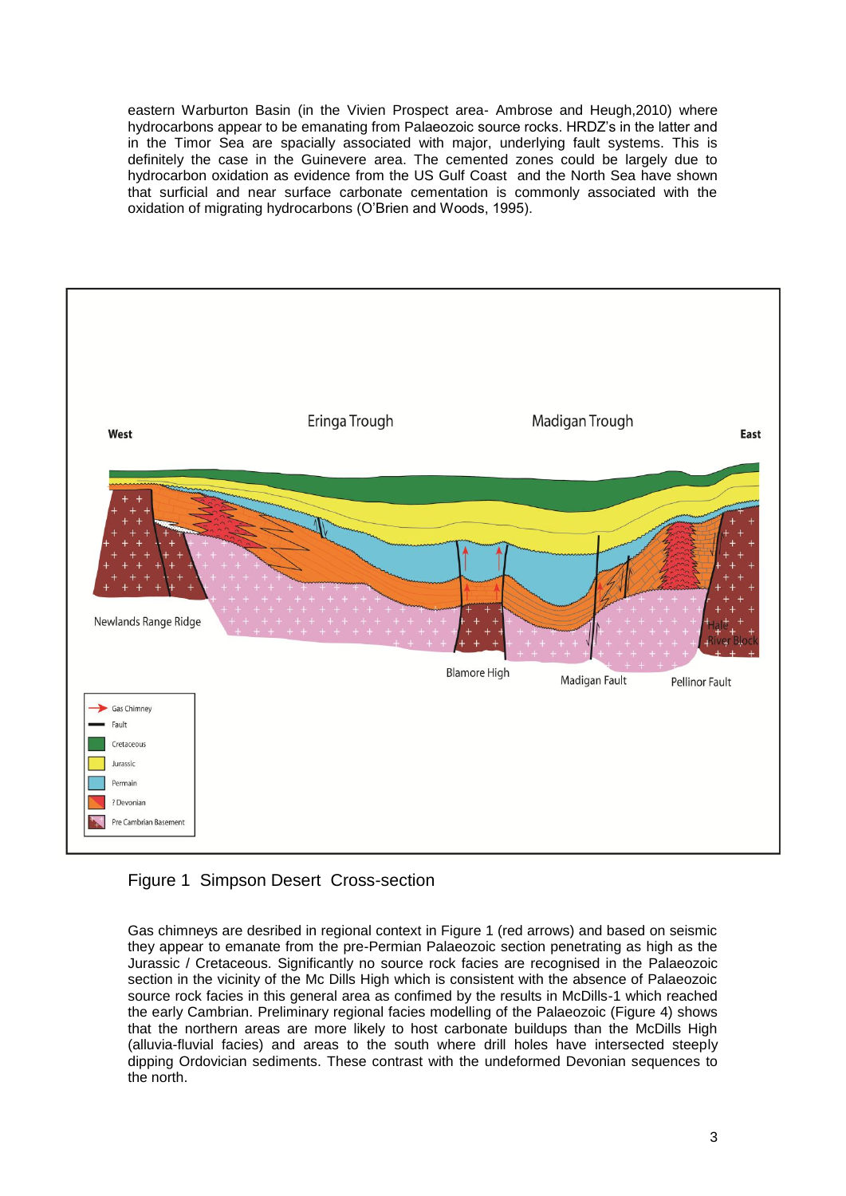eastern Warburton Basin (in the Vivien Prospect area- Ambrose and Heugh,2010) where hydrocarbons appear to be emanating from Palaeozoic source rocks. HRDZ's in the latter and in the Timor Sea are spatially associated with major, underlying fault systems. This is definitely the case in the Guinevere area. The cemented zones could be largely due to hydrocarbon oxidation as evidence from the US Gulf Coast and the North Sea have shown that surficial and near surface carbonate cementation is commonly associated with the oxidation of migrating hydrocarbons (O'Brien and Woods, 1995).

Figure 1 Simpson Desert Cross-section

Gas chimneys are desribed in regional context in Figure 1 (red arrows) and based on seismic they appear to emanate from the pre-Permian Palaeozoic section penetrating as high as the Jurassic / Cretaceous. Significantly no source rock facies are recognised in the Palaeozoic section in the vicinity of the Mc Dills High which is consistent with the absence of Palaeozoic source rock facies in this general area as confirmed by the results in McDills-1 which reached the early Cambrian. Preliminary regional facies modelling of the Palaeozoic (Figure 4) shows that the northern areas are more likely to host carbonate buildups than the McDills High (alluvia-fluvial facies) and areas to the south where drill holes have intersected steeply dipping Ordovician sediments. These contrast with the undeformed Devonian sequences to the north.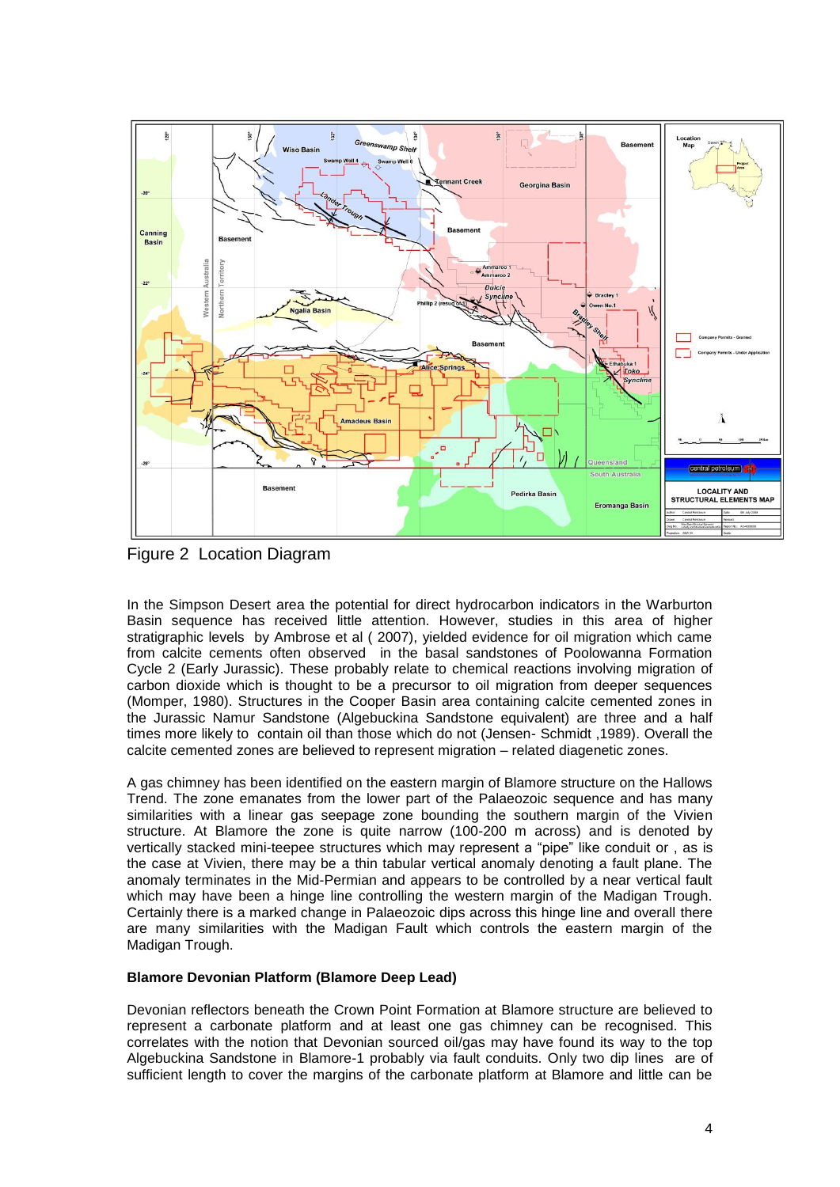Figure 2 Location Diagram

In the Simpson Desert area the potential for direct hydrocarbon indicators in the Warburton Basin sequence has received little attention. However, studies in this area of higher stratigraphic levels by Ambrose et al ( 2007), yielded evidence for oil migration which came from calcite cements often observed in the basal sandstones of Poolowanna Formation Cycle 2 (Early Jurassic). These probably relate to chemical reactions involving migration of carbon dioxide which is thought to be a precursor to oil migration from deeper sequences (Momper, 1980). Structures in the Cooper Basin area containing calcite cemented zones in the Jurassic Namur Sandstone (Algebuckina Sandstone equivalent) are three and a half times more likely to contain oil than those which do not (Jensen- Schmidt ,1989). Overall the calcite cemented zones are believed to represent migration – related diagenetic zones.

A gas chimney has been identified on the eastern margin of Blamore structure on the Hallows Trend. The zone emanates from the lower part of the Palaeozoic sequence and has many similarities with a linear gas seepage zone bounding the southern margin of the Vivien structure. At Blamore the zone is quite narrow (100-200 m across) and is denoted by vertically stacked mini-teepee structures which may represent a "pipe" like conduit or , as is the case at Vivien, there may be a thin tabular vertical anomaly denoting a fault plane. The anomaly terminates in the Mid-Permian and appears to be controlled by a near vertical fault which may have been a hinge line controlling the western margin of the Madigan Trough. Certainly there is a marked change in Palaeozoic dips across this hinge line and overall there are many similarities with the Madigan Fault which controls the eastern margin of the Madigan Trough.

**Blamore Devonian Platform (Blamore Deep Lead)**

Devonian reflectors beneath the Crown Point Formation at Blamore structure are believed to represent a carbonate platform and at least one gas chimney can be recognised. This correlates with the notion that Devonian sourced oil/gas may have found its way to the top Algebuckina Sandstone in Blamore-1 probably via fault conduits. Only two dip lines are of sufficient length to cover the margins of the carbonate platform at Blamore and little can be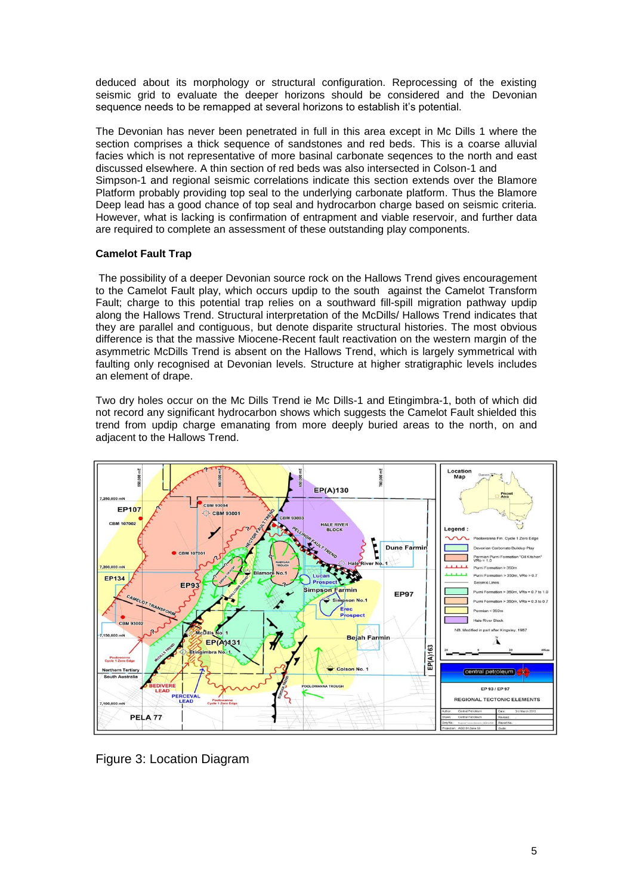deduced about its morphology or structural configuration. Reprocessing of the existing seismic grid to evaluate the deeper horizons should be considered and the Devonian sequence needs to be remapped at several horizons to establish it's potential.

The Devonian has never been penetrated in full in this area except in Mc Dills 1 where the section comprises a thick sequence of sandstones and red beds. This is a coarse alluvial facies which is not representative of more basinal carbonate seqences to the north and east discussed elsewhere. A thin section of red beds was also intersected in Colson-1 and Simpson-1 and regional seismic correlations indicate this section extends over the Blamore Platform probably providing top seal to the underlying carbonate platform. Thus the Blamore Deep lead has a good chance of top seal and hydrocarbon charge based on seismic criteria. However, what is lacking is confirmation of entrapment and viable reservoir, and further data are required to complete an assessment of these outstanding play components.

**Camelot Fault Trap**

The possibility of a deeper Devonian source rock on the Hallows Trend gives encouragement to the Camelot Fault play, which occurs updip to the south against the Camelot Transform Fault; charge to this potential trap relies on a southward fill-spill migration pathway updip along the Hallows Trend. Structural interpretation of the McDills/ Hallows Trend indicates that they are parallel and contiguous, but denote disparite structural histories. The most obvious difference is that the massive Miocene-Recent fault reactivation on the western margin of the asymmetric McDills Trend is absent on the Hallows Trend, which is largely symmetrical with faulting only recognised at Devonian levels. Structure at higher stratigraphic levels includes an element of drape.

Two dry holes occur on the Mc Dills Trend ie Mc Dills-1 and Etingimbra-1, both of which did not record any significant hydrocarbon shows which suggests the Camelot Fault shielded this trend from updip charge emanating from more deeply buried areas to the north, on and adjacent to the Hallows Trend.

Figure 3: Location Diagram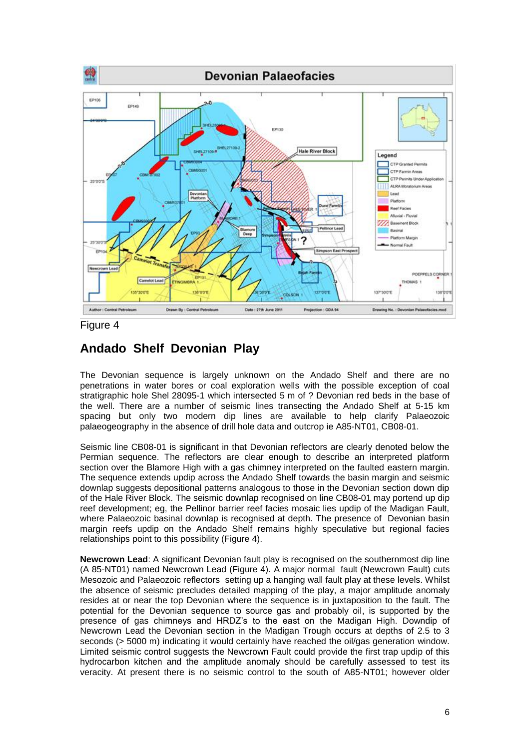Figure 4

## Andado Shelf Devonian Play

The Devonian sequence is largely unknown on the Andado Shelf and there are no penetrations in water bores or coal exploration wells with the possible exception of coal stratigraphic hole Shel 28095-1 which intersected 5 m of ? Devonian red beds in the base of the well. There are a number of seismic lines transecting the Andado Shelf at 5-15 km spacing but only two modern dip lines are available to help clarify Palaeozoic palaeogeography in the absence of drill hole data and outcrop ie A85-NT01, CB08-01.

Seismic line CB08-01 is significant in that Devonian reflectors are clearly denoted below the Permian sequence. The reflectors are clear enough to describe an interpreted platform section over the Blamore High with a gas chimney interpreted on the faulted eastern margin. The sequence extends updip across the Andado Shelf towards the basin margin and seismic downlap suggests depositional patterns analogous to those in the Devonian section down dip of the Hale River Block. The seismic downlap recognised on line CB08-01 may portend up dip reef development; eg, the Pellinor barrier reef facies mosaic lies updip of the Madigan Fault, where Palaeozoic basinal downlap is recognised at depth. The presence of Devonian basin margin reefs updip on the Andado Shelf remains highly speculative but regional facies relationships point to this possibility (Figure 4).

**Newcrown Lead**: A significant Devonian fault play is recognised on the southernmost dip line (A 85-NT01) named Newcrown Lead (Figure 4). A major normal fault (Newcrown Fault) cuts Mesozoic and Palaeozoic reflectors setting up a hanging wall fault play at these levels. Whilst the absence of seismic precludes detailed mapping of the play, a major amplitude anomaly resides at or near the top Devonian where the sequence is in juxtaposition to the fault. The potential for the Devonian sequence to source gas and probably oil, is supported by the presence of gas chimneys and HRDZ's to the east on the Madigan High. Downdip of Newcrown Lead the Devonian section in the Madigan Trough occurs at depths of 2.5 to 3 seconds (> 5000 m) indicating it would certainly have reached the oil/gas generation window. Limited seismic control suggests the Newcrown Fault could provide the first trap updip of this hydrocarbon kitchen and the amplitude anomaly should be carefully assessed to test its veracity. At present there is no seismic control to the south of A85-NT01; however older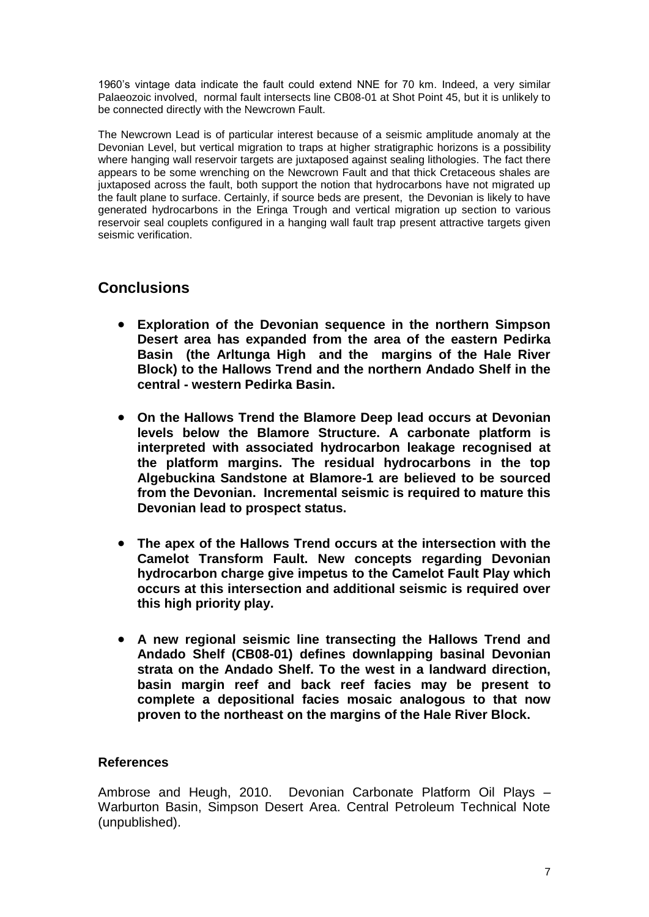1960's vintage data indicate the fault could extend NNE for 70 km. Indeed, a very similar Palaeozoic involved, normal fault intersects line CB08-01 at Shot Point 45, but it is unlikely to be connected directly with the Newcrown Fault.

The Newcrown Lead is of particular interest because of a seismic amplitude anomaly at the Devonian Level, but vertical migration to traps at higher stratigraphic horizons is a possibility where hanging wall reservoir targets are juxtaposed against sealing lithologies. The fact there appears to be some wrenching on the Newcrown Fault and that thick Cretaceous shales are juxtaposed across the fault, both support the notion that hydrocarbons have not migrated up the fault plane to surface. Certainly, if source beds are present, the Devonian is likely to have generated hydrocarbons in the Eringa Trough and vertical migration up section to various reservoir seal couplets configured in a hanging wall fault trap present attractive targets given seismic verification.

## Conclusions

- **Exploration of the Devonian sequence in the northern Simpson Desert area has expanded from the area of the eastern Pedirka Basin (the Arltunga High and the margins of the Hale River Block) to the Hallows Trend and the northern Andado Shelf in the central - western Pedirka Basin.**

- **On the Hallows Trend the Blamore Deep lead occurs at Devonian levels below the Blamore Structure. A carbonate platform is interpreted with associated hydrocarbon leakage recognised at the platform margins. The residual hydrocarbons in the top Algebuckina Sandstone at Blamore-1 are believed to be sourced from the Devonian. Incremental seismic is required to mature this Devonian lead to prospect status.**

- **The apex of the Hallows Trend occurs at the intersection with the Camelot Transform Fault. New concepts regarding Devonian hydrocarbon charge give impetus to the Camelot Fault Play which occurs at this intersection and additional seismic is required over this high priority play.**

- **A new regional seismic line transecting the Hallows Trend and Andado Shelf (CB08-01) defines downlapping basinal Devonian strata on the Andado Shelf. To the west in a landward direction, basin margin reef and back reef facies may be present to complete a depositional facies mosaic analogous to that now proven to the northeast on the margins of the Hale River Block.**

### References

Ambrose and Heugh, 2010. Devonian Carbonate Platform Oil Plays – Warburton Basin, Simpson Desert Area. Central Petroleum Technical Note (unpublished).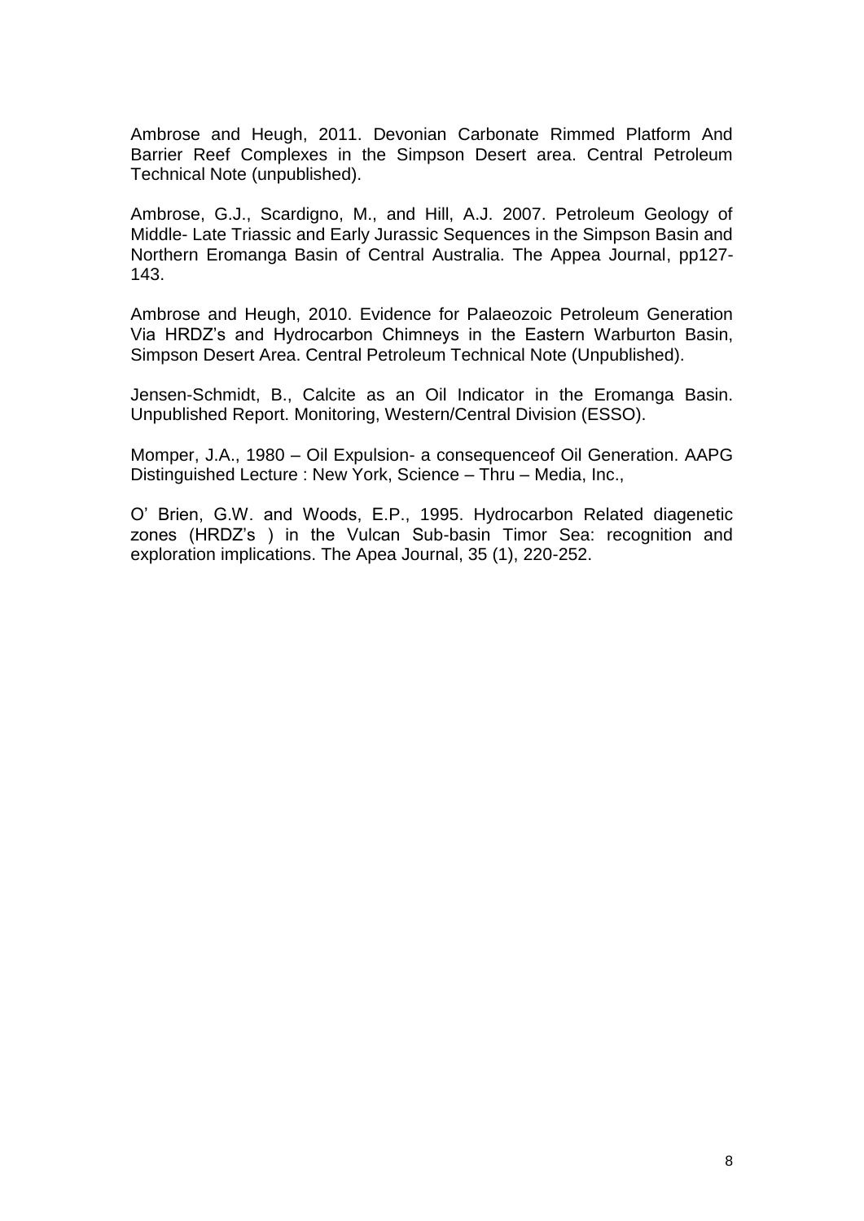Ambrose and Heugh, 2011. Devonian Carbonate Rimmed Platform And Barrier Reef Complexes in the Simpson Desert area. Central Petroleum Technical Note (unpublished).

Ambrose, G.J., Scardigno, M., and Hill, A.J. 2007. Petroleum Geology of Middle- Late Triassic and Early Jurassic Sequences in the Simpson Basin and Northern Eromanga Basin of Central Australia. The Appea Journal, pp127-143.

Ambrose and Heugh, 2010. Evidence for Palaeozoic Petroleum Generation Via HRDZ's and Hydrocarbon Chimneys in the Eastern Warburton Basin, Simpson Desert Area. Central Petroleum Technical Note (Unpublished).

Jensen-Schmidt, B., Calcite as an Oil Indicator in the Eromanga Basin. Unpublished Report. Monitoring, Western/Central Division (ESSO).

Momper, J.A., 1980 – Oil Expulsion- a consequenceof Oil Generation. AAPG Distinguished Lecture : New York, Science – Thru – Media, Inc.,

O' Brien, G.W. and Woods, E.P., 1995. Hydrocarbon Related diagenetic zones (HRDZ's ) in the Vulcan Sub-basin Timor Sea: recognition and exploration implications. The Apea Journal, 35 (1), 220-252.